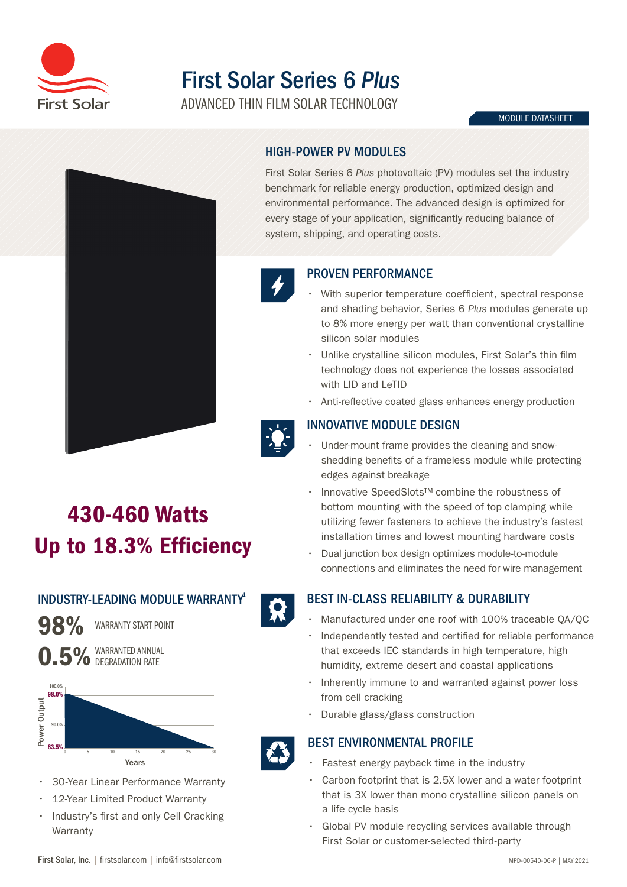# First Solar Series 6 *Plus*

ADVANCED THIN FILM SOLAR TECHNOLOGY

MODULE DATASHEET

## HIGH-POWER PV MODULES

First Solar Series 6 *Plus* photovoltaic (PV) modules set the industry benchmark for reliable energy production, optimized design and environmental performance. The advanced design is optimized for every stage of your application, significantly reducing balance of system, shipping, and operating costs.

## PROVEN PERFORMANCE

- With superior temperature coefficient, spectral response and shading behavior, Series 6 *Plus* modules generate up to 8% more energy per watt than conventional crystalline silicon solar modules
- Unlike crystalline silicon modules, First Solar's thin film technology does not experience the losses associated with LID and LeTID
- Anti-reflective coated glass enhances energy production

## INNOVATIVE MODULE DESIGN

- Under-mount frame provides the cleaning and snow-shedding benefits of a frameless module while protecting edges against breakage
- Innovative SpeedSlots™ combine the robustness of bottom mounting with the speed of top clamping while utilizing fewer fasteners to achieve the industry's fastest installation times and lowest mounting hardware costs
- Dual junction box design optimizes module-to-module connections and eliminates the need for wire management

## BEST IN-CLASS RELIABILITY & DURABILITY

- Manufactured under one roof with 100% traceable QA/QC
- Independently tested and certified for reliable performance that exceeds IEC standards in high temperature, high humidity, extreme desert and coastal applications
- Inherently immune to and warranted against power loss from cell cracking
- Durable glass/glass construction

## BEST ENVIRONMENTAL PROFILE

- Fastest energy payback time in the industry
- Carbon footprint that is 2.5X lower and a water footprint that is 3X lower than mono crystalline silicon panels on a life cycle basis
- Global PV module recycling services available through First Solar or customer-selected third-party

# 430-460 Watts
# Up to 18.3% Efficiency

## INDUSTRY-LEADING MODULE WARRANTY[1]

**98%** WARRANTY START POINT

**0.5%** WARRANTED ANNUAL DEGRADATION RATE

Power Output: 100.0%, 98.0%, 90.0%, 83.5% — Years: 0, 5, 10, 15, 20, 25, 30

- 30-Year Linear Performance Warranty
- 12-Year Limited Product Warranty
- Industry's first and only Cell Cracking Warranty

First Solar, Inc. | firstsolar.com | info@firstsolar.com

MPD-00540-06-P | MAY 2021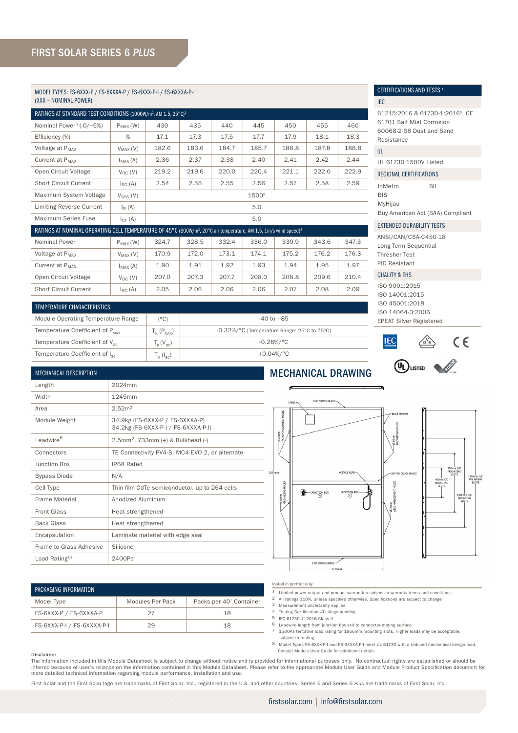# FIRST SOLAR SERIES 6 *PLUS*

MODEL TYPES: FS-6XXX-P / FS-6XXXA-P / FS-6XXX-P-I / FS-6XXXA-P-I
(XXX = NOMINAL POWER)

| RATINGS AT STANDARD TEST CONDITIONS (1000W/m², AM 1.5, 25°C)[2] | | | | | | | | |
|---|---|---|---|---|---|---|---|---|
| Nominal Power[3] (-0/+5%) | $P_{MAX}$ (W) | 430 | 435 | 440 | 445 | 450 | 455 | 460 |
| Efficiency (%) | % | 17.1 | 17.3 | 17.5 | 17.7 | 17.9 | 18.1 | 18.3 |
| Voltage at $P_{MAX}$ | $V_{MAX}$ (V) | 182.6 | 183.6 | 184.7 | 185.7 | 186.8 | 187.8 | 188.8 |
| Current at $P_{MAX}$ | $I_{MAX}$ (A) | 2.36 | 2.37 | 2.38 | 2.40 | 2.41 | 2.42 | 2.44 |
| Open Circuit Voltage | $V_{OC}$ (V) | 219.2 | 219.6 | 220.0 | 220.4 | 221.1 | 222.0 | 222.9 |
| Short Circuit Current | $I_{SC}$ (A) | 2.54 | 2.55 | 2.55 | 2.56 | 2.57 | 2.58 | 2.59 |
| Maximum System Voltage | $V_{SYS}$ (V) | 1500[5] | | | | | | |
| Limiting Reverse Current | $I_R$ (A) | 5.0 | | | | | | |
| Maximum Series Fuse | $I_{CF}$ (A) | 5.0 | | | | | | |
| **RATINGS AT NOMINAL OPERATING CELL TEMPERATURE OF 45°C (800W/m², 20°C air temperature, AM 1.5, 1m/s wind speed)[2]** | | | | | | | | |
| Nominal Power | $P_{MAX}$ (W) | 324.7 | 328.5 | 332.4 | 336.0 | 339.9 | 343.6 | 347.3 |
| Voltage at $P_{MAX}$ | $V_{MAX}$ (V) | 170.9 | 172.0 | 173.1 | 174.1 | 175.2 | 176.2 | 176.3 |
| Current at $P_{MAX}$ | $I_{MAX}$ (A) | 1.90 | 1.91 | 1.92 | 1.93 | 1.94 | 1.95 | 1.97 |
| Open Circuit Voltage | $V_{OC}$ (V) | 207.0 | 207.3 | 207.7 | 208.0 | 208.8 | 209.6 | 210.4 |
| Short Circuit Current | $I_{SC}$ (A) | 2.05 | 2.06 | 2.06 | 2.06 | 2.07 | 2.08 | 2.09 |

| TEMPERATURE CHARACTERISTICS | | |
|---|---|---|
| Module Operating Temperature Range | (°C) | -40 to +85 |
| Temperature Coefficient of $P_{MAX}$ | $T_K$ ($P_{MAX}$) | -0.32%/°C [Temperature Range: 25°C to 75°C] |
| Temperature Coefficient of $V_{OC}$ | $T_K$ ($V_{OC}$) | -0.28%/°C |
| Temperature Coefficient of $I_{SC}$ | $T_K$ ($I_{SC}$) | +0.04%/°C |

## CERTIFICATIONS AND TESTS[4]

**IEC**

61215:2016 & 61730-1:2016[5], CE
61701 Salt Mist Corrosion
60068-2-68 Dust and Sand Resistance

**UL**

UL 61730 1500V Listed

**REGIONAL CERTIFICATIONS**

InMetro
SII
BIS
MyHijau
Buy American Act (BAA) Compliant

**EXTENDED DURABILITY TESTS**

ANSI/CAN/CSA-C450-18
Long-Term Sequential
Thresher Test
PID Resistant

**QUALITY & EHS**

ISO 9001:2015
ISO 14001:2015
ISO 45001:2018
ISO 14064-3:2006
EPEAT Silver Registered

| MECHANICAL DESCRIPTION | |
|---|---|
| Length | 2024mm |
| Width | 1245mm |
| Area | 2.52m² |
| Module Weight | 34.9kg (FS-6XXX-P / FS-6XXXA-P)<br>34.2kg (FS-6XXX-P-I / FS-6XXXA-P-I) |
| Leadwire[6] | 2.5mm², 733mm (+) & Bulkhead (-) |
| Connectors | TE Connectivity PV4-S, MC4-EVO 2, or alternate |
| Junction Box | IP68 Rated |
| Bypass Diode | N/A |
| Cell Type | Thin film CdTe semiconductor, up to 264 cells |
| Frame Material | Anodized Aluminum |
| Front Glass | Heat strengthened |
| Back Glass | Heat strengthened |
| Encapsulation | Laminate material with edge seal |
| Frame to Glass Adhesive | Silicone |
| Load Rating[7,8] | 2400Pa |

## MECHANICAL DRAWING

LABEL
END CROSS BRACE
EDGE FRAMES
Ø6.6mm WIRE MANAGEMENT HOLES
Ø6.6mm GROUNDING HOLES
2024mm
MODULE LEAD
CENTER CROSS BRACE
JUNCTION BOX (-)
JUNCTION BOX (+)
800mm C/C MOUNTING SLOTS
400mm C/C MOUNTING SLOTS
1956mm C/C MOUNTING SLOTS
1200mm C/C MOUNTING SLOTS
1245mm

Install in portrait only

| PACKAGING INFORMATION | | |
|---|---|---|
| Model Type | Modules Per Pack | Packs per 40' Container |
| FS-6XXX-P / FS-6XXXA-P | 27 | 18 |
| FS-6XXX-P-I / FS-6XXXA-P-I | 29 | 18 |

1 Limited power output and product warranties subject to warranty terms and conditions
2 All ratings ±10%, unless specified otherwise. Specifications are subject to change
3 Measurement uncertainty applies
4 Testing Certifications/Listings pending
5 IEC 61730-1: 2016 Class II
6 Leadwire length from junction box exit to connector mating surface
7 1500Pa tentative load rating for 1956mm mounting slots. Higher loads may be acceptable, subject to testing
8 Model Types FS-6XXX-P-I and FS-6XXXA-P-I meet UL 61730 with a reduced mechanical design load. Consult Module User Guide for additional details

**Disclaimer**
The information included in this Module Datasheet is subject to change without notice and is provided for informational purposes only. No contractual rights are established or should be inferred because of user's reliance on the information contained in this Module Datasheet. Please refer to the appropriate Module User Guide and Module Product Specification document for more detailed technical information regarding module performance, installation and use.

First Solar and the First Solar logo are trademarks of First Solar, Inc., registered in the U.S. and other countries. Series 6 and Series 6 *Plus* are trademarks of First Solar, Inc.

firstsolar.com | info@firstsolar.com